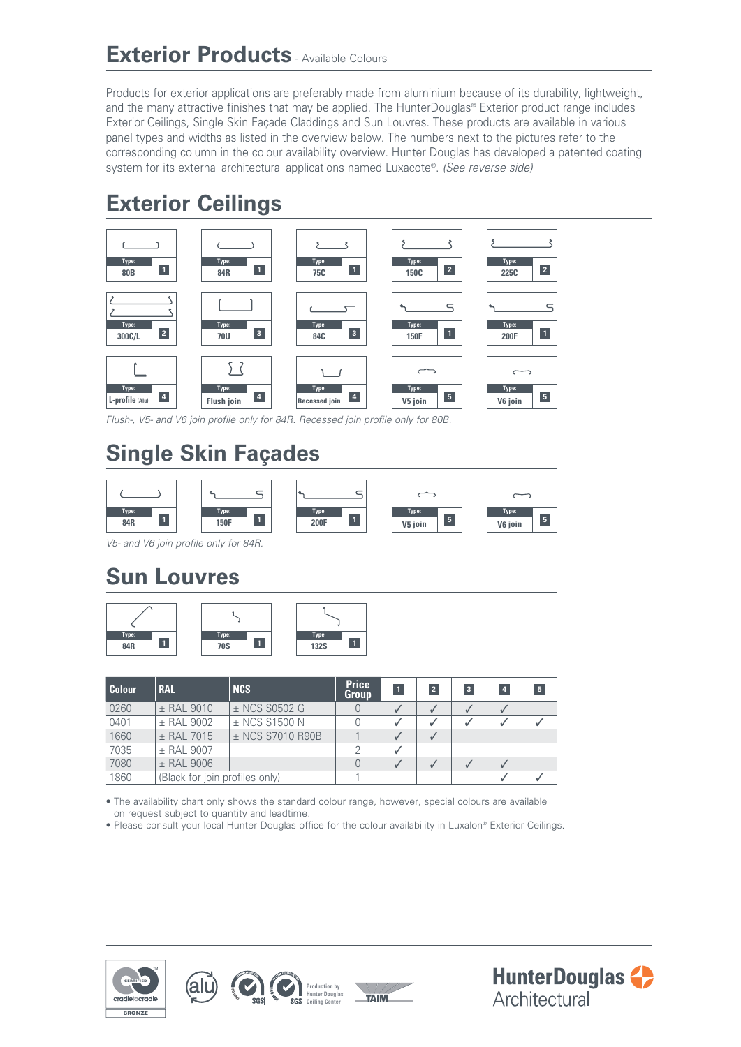## Exterior Products - Available Colours

Products for exterior applications are preferably made from aluminium because of its durability, lightweight, and the many attractive finishes that may be applied. The HunterDouglas® Exterior product range includes Exterior Ceilings, Single Skin Façade Claddings and Sun Louvres. These products are available in various panel types and widths as listed in the overview below. The numbers next to the pictures refer to the corresponding column in the colour availability overview. Hunter Douglas has developed a patented coating system for its external architectural applications named Luxacote®. *(See reverse side)*

## Exterior Ceilings

| Type | Column |
|---|---|
| 80B | 1 |
| 84R | 1 |
| 75C | 1 |
| 150C | 2 |
| 225C | 2 |
| 300C/L | 2 |
| 70U | 3 |
| 84C | 3 |
| 150F | 1 |
| 200F | 1 |
| L-profile (Alu) | 4 |
| Flush join | 4 |
| Recessed join | 4 |
| V5 join | 5 |
| V6 join | 5 |

*Flush-, V5- and V6 join profile only for 84R. Recessed join profile only for 80B.*

## Single Skin Façades

| Type | Column |
|---|---|
| 84R | 1 |
| 150F | 1 |
| 200F | 1 |
| V5 join | 5 |
| V6 join | 5 |

*V5- and V6 join profile only for 84R.*

## Sun Louvres

| Type | Column |
|---|---|
| 84R | 1 |
| 70S | 1 |
| 132S | 1 |

| Colour | RAL | NCS | Price Group | 1 | 2 | 3 | 4 | 5 |
|---|---|---|---|---|---|---|---|---|
| 0260 | ± RAL 9010 | ± NCS S0502 G | 0 | ✓ | ✓ | ✓ | ✓ | |
| 0401 | ± RAL 9002 | ± NCS S1500 N | 0 | ✓ | ✓ | ✓ | ✓ | ✓ |
| 1660 | ± RAL 7015 | ± NCS S7010 R90B | 1 | ✓ | ✓ | | | |
| 7035 | ± RAL 9007 | | 2 | ✓ | | | | |
| 7080 | ± RAL 9006 | | 0 | ✓ | ✓ | ✓ | ✓ | |
| 1860 | (Black for join profiles only) | | 1 | | | | ✓ | ✓ |

- The availability chart only shows the standard colour range, however, special colours are available on request subject to quantity and leadtime.
- Please consult your local Hunter Douglas office for the colour availability in Luxalon® Exterior Ceilings.

HunterDouglas Architectural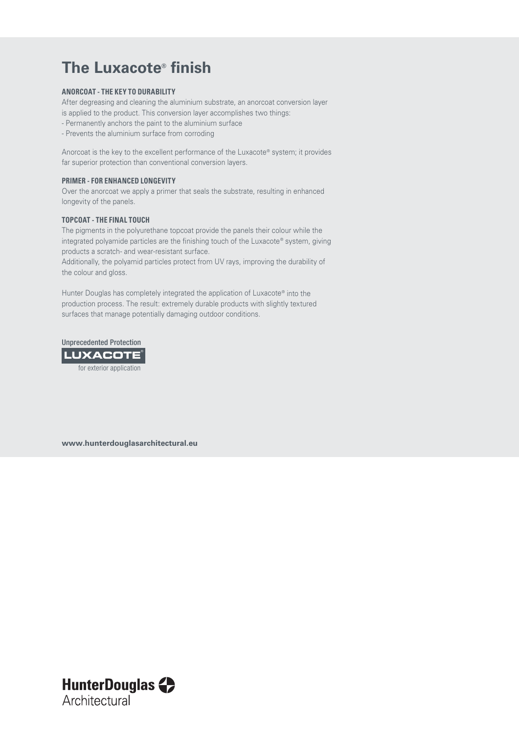# The Luxacote® finish

### ANORCOAT - THE KEY TO DURABILITY

After degreasing and cleaning the aluminium substrate, an anorcoat conversion layer is applied to the product. This conversion layer accomplishes two things:

- Permanently anchors the paint to the aluminium surface
- Prevents the aluminium surface from corroding

Anorcoat is the key to the excellent performance of the Luxacote® system; it provides far superior protection than conventional conversion layers.

### PRIMER - FOR ENHANCED LONGEVITY

Over the anorcoat we apply a primer that seals the substrate, resulting in enhanced longevity of the panels.

### TOPCOAT - THE FINAL TOUCH

The pigments in the polyurethane topcoat provide the panels their colour while the integrated polyamide particles are the finishing touch of the Luxacote® system, giving products a scratch- and wear-resistant surface.
Additionally, the polyamid particles protect from UV rays, improving the durability of the colour and gloss.

Hunter Douglas has completely integrated the application of Luxacote® into the production process. The result: extremely durable products with slightly textured surfaces that manage potentially damaging outdoor conditions.

Unprecedented Protection

**LUXACOTE®**

for exterior application

**www.hunterdouglasarchitectural.eu**

**HunterDouglas**
Architectural